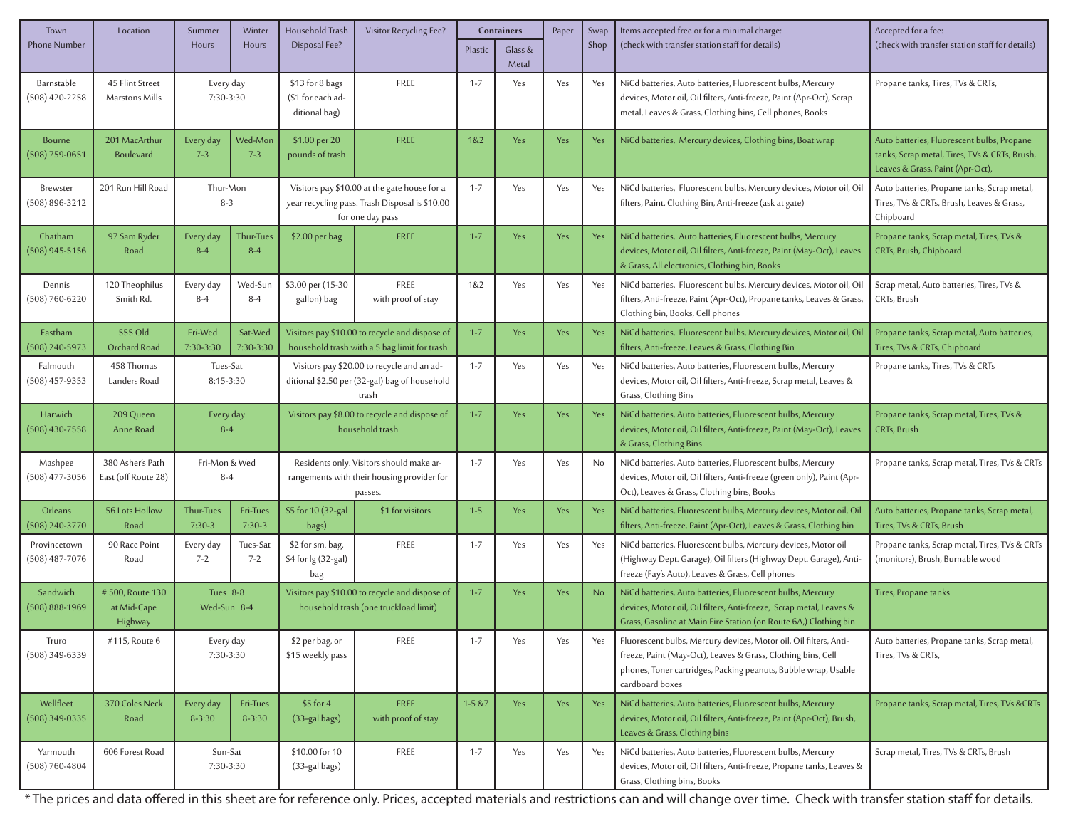| Town<br>Phone Number | Location | Summer Hours | Winter Hours | Household Trash Disposal Fee? | Visitor Recycling Fee? | Containers | | Paper | Swap Shop | Items accepted free or for a minimal charge:<br>(check with transfer station staff for details) | Accepted for a fee:<br>(check with transfer station staff for details) |
|---|---|---|---|---|---|---|---|---|---|---|---|
| | | | | | | Plastic | Glass & Metal | | | | |
| Barnstable<br>(508) 420-2258 | 45 Flint Street<br>Marstons Mills | Every day<br>7:30-3:30 | | $13 for 8 bags<br>($1 for each additional bag) | FREE | 1-7 | Yes | Yes | Yes | NiCd batteries, Auto batteries, Fluorescent bulbs, Mercury devices, Motor oil, Oil filters, Anti-freeze, Paint (Apr-Oct), Scrap metal, Leaves & Grass, Clothing bins, Cell phones, Books | Propane tanks, Tires, TVs & CRTs, |
| Bourne<br>(508) 759-0651 | 201 MacArthur Boulevard | Every day<br>7-3 | Wed-Mon<br>7-3 | $1.00 per 20 pounds of trash | FREE | 1&2 | Yes | Yes | Yes | NiCd batteries, Mercury devices, Clothing bins, Boat wrap | Auto batteries, Fluorescent bulbs, Propane tanks, Scrap metal, Tires, TVs & CRTs, Brush, Leaves & Grass, Paint (Apr-Oct), |
| Brewster<br>(508) 896-3212 | 201 Run Hill Road | Thur-Mon<br>8-3 | | Visitors pay $10.00 at the gate house for a year recycling pass. Trash Disposal is $10.00 for one day pass | | 1-7 | Yes | Yes | Yes | NiCd batteries, Fluorescent bulbs, Mercury devices, Motor oil, Oil filters, Paint, Clothing Bin, Anti-freeze (ask at gate) | Auto batteries, Propane tanks, Scrap metal, Tires, TVs & CRTs, Brush, Leaves & Grass, Chipboard |
| Chatham<br>(508) 945-5156 | 97 Sam Ryder Road | Every day<br>8-4 | Thur-Tues<br>8-4 | $2.00 per bag | FREE | 1-7 | Yes | Yes | Yes | NiCd batteries, Auto batteries, Fluorescent bulbs, Mercury devices, Motor oil, Oil filters, Anti-freeze, Paint (May-Oct), Leaves & Grass, All electronics, Clothing bin, Books | Propane tanks, Scrap metal, Tires, TVs & CRTs, Brush, Chipboard |
| Dennis<br>(508) 760-6220 | 120 Theophilus Smith Rd. | Every day<br>8-4 | Wed-Sun<br>8-4 | $3.00 per (15-30 gallon) bag | FREE<br>with proof of stay | 1&2 | Yes | Yes | Yes | NiCd batteries, Fluorescent bulbs, Mercury devices, Motor oil, Oil filters, Anti-freeze, Paint (Apr-Oct), Propane tanks, Leaves & Grass, Clothing bin, Books, Cell phones | Scrap metal, Auto batteries, Tires, TVs & CRTs, Brush |
| Eastham<br>(508) 240-5973 | 555 Old Orchard Road | Fri-Wed<br>7:30-3:30 | Sat-Wed<br>7:30-3:30 | Visitors pay $10.00 to recycle and dispose of household trash with a 5 bag limit for trash | | 1-7 | Yes | Yes | Yes | NiCd batteries, Fluorescent bulbs, Mercury devices, Motor oil, Oil filters, Anti-freeze, Leaves & Grass, Clothing Bin | Propane tanks, Scrap metal, Auto batteries, Tires, TVs & CRTs, Chipboard |
| Falmouth<br>(508) 457-9353 | 458 Thomas Landers Road | Tues-Sat<br>8:15-3:30 | | Visitors pay $20.00 to recycle and an additional $2.50 per (32-gal) bag of household trash | | 1-7 | Yes | Yes | Yes | NiCd batteries, Auto batteries, Fluorescent bulbs, Mercury devices, Motor oil, Oil filters, Anti-freeze, Scrap metal, Leaves & Grass, Clothing Bins | Propane tanks, Tires, TVs & CRTs |
| Harwich<br>(508) 430-7558 | 209 Queen Anne Road | Every day<br>8-4 | | Visitors pay $8.00 to recycle and dispose of household trash | | 1-7 | Yes | Yes | Yes | NiCd batteries, Auto batteries, Fluorescent bulbs, Mercury devices, Motor oil, Oil filters, Anti-freeze, Paint (May-Oct), Leaves & Grass, Clothing Bins | Propane tanks, Scrap metal, Tires, TVs & CRTs, Brush |
| Mashpee<br>(508) 477-3056 | 380 Asher's Path East (off Route 28) | Fri-Mon & Wed<br>8-4 | | Residents only. Visitors should make arrangements with their housing provider for passes. | | 1-7 | Yes | Yes | No | NiCd batteries, Auto batteries, Fluorescent bulbs, Mercury devices, Motor oil, Oil filters, Anti-freeze (green only), Paint (Apr-Oct), Leaves & Grass, Clothing bins, Books | Propane tanks, Scrap metal, Tires, TVs & CRTs |
| Orleans<br>(508) 240-3770 | 56 Lots Hollow Road | Thur-Tues<br>7:30-3 | Fri-Tues<br>7:30-3 | $5 for 10 (32-gal bags) | $1 for visitors | 1-5 | Yes | Yes | Yes | NiCd batteries, Fluorescent bulbs, Mercury devices, Motor oil, Oil filters, Anti-freeze, Paint (Apr-Oct), Leaves & Grass, Clothing bin | Auto batteries, Propane tanks, Scrap metal, Tires, TVs & CRTs, Brush |
| Provincetown<br>(508) 487-7076 | 90 Race Point Road | Every day<br>7-2 | Tues-Sat<br>7-2 | $2 for sm. bag, $4 for lg (32-gal) bag | FREE | 1-7 | Yes | Yes | Yes | NiCd batteries, Fluorescent bulbs, Mercury devices, Motor oil (Highway Dept. Garage), Oil filters (Highway Dept. Garage), Anti-freeze (Fay's Auto), Leaves & Grass, Cell phones | Propane tanks, Scrap metal, Tires, TVs & CRTs (monitors), Brush, Burnable wood |
| Sandwich<br>(508) 888-1969 | # 500, Route 130 at Mid-Cape Highway | Tues 8-8<br>Wed-Sun 8-4 | | Visitors pay $10.00 to recycle and dispose of household trash (one truckload limit) | | 1-7 | Yes | Yes | No | NiCd batteries, Auto batteries, Fluorescent bulbs, Mercury devices, Motor oil, Oil filters, Anti-freeze, Scrap metal, Leaves & Grass, Gasoline at Main Fire Station (on Route 6A,) Clothing bin | Tires, Propane tanks |
| Truro<br>(508) 349-6339 | #115, Route 6 | Every day<br>7:30-3:30 | | $2 per bag, or $15 weekly pass | FREE | 1-7 | Yes | Yes | Yes | Fluorescent bulbs, Mercury devices, Motor oil, Oil filters, Anti-freeze, Paint (May-Oct), Leaves & Grass, Clothing bins, Cell phones, Toner cartridges, Packing peanuts, Bubble wrap, Usable cardboard boxes | Auto batteries, Propane tanks, Scrap metal, Tires, TVs & CRTs, |
| Wellfleet<br>(508) 349-0335 | 370 Coles Neck Road | Every day<br>8-3:30 | Fri-Tues<br>8-3:30 | $5 for 4 (33-gal bags) | FREE<br>with proof of stay | 1-5 &7 | Yes | Yes | Yes | NiCd batteries, Auto batteries, Fluorescent bulbs, Mercury devices, Motor oil, Oil filters, Anti-freeze, Paint (Apr-Oct), Brush, Leaves & Grass, Clothing bins | Propane tanks, Scrap metal, Tires, TVs &CRTs |
| Yarmouth<br>(508) 760-4804 | 606 Forest Road | Sun-Sat<br>7:30-3:30 | | $10.00 for 10 (33-gal bags) | FREE | 1-7 | Yes | Yes | Yes | NiCd batteries, Auto batteries, Fluorescent bulbs, Mercury devices, Motor oil, Oil filters, Anti-freeze, Propane tanks, Leaves & Grass, Clothing bins, Books | Scrap metal, Tires, TVs & CRTs, Brush |

* The prices and data offered in this sheet are for reference only. Prices, accepted materials and restrictions can and will change over time. Check with transfer station staff for details.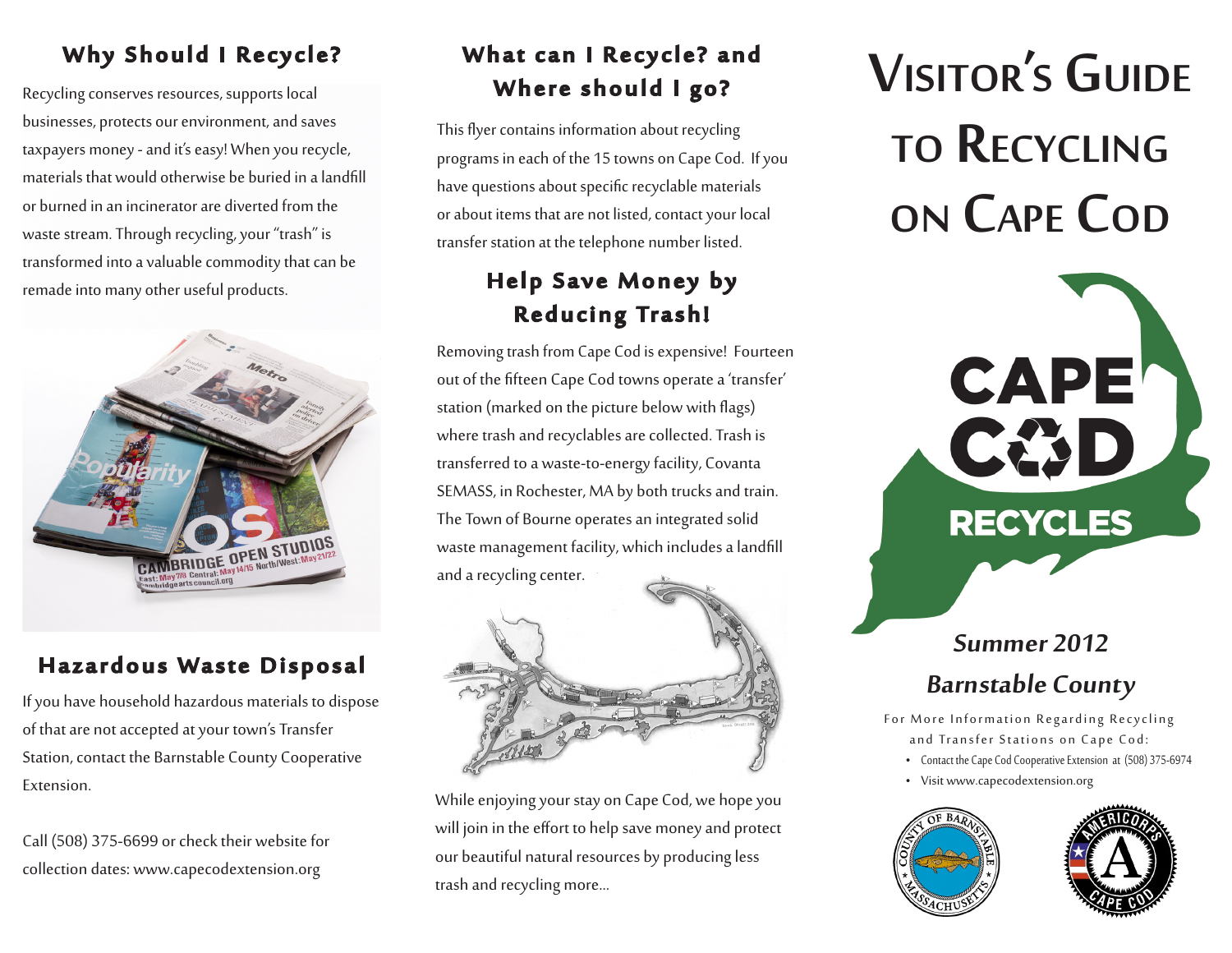## Why Should I Recycle?

Recycling conserves resources, supports local businesses, protects our environment, and saves taxpayers money - and it's easy! When you recycle, materials that would otherwise be buried in a landfill or burned in an incinerator are diverted from the waste stream. Through recycling, your "trash" is transformed into a valuable commodity that can be remade into many other useful products.

## Hazardous Waste Disposal

If you have household hazardous materials to dispose of that are not accepted at your town's Transfer Station, contact the Barnstable County Cooperative Extension.

Call (508) 375-6699 or check their website for collection dates: www.capecodextension.org

## What can I Recycle? and Where should I go?

This flyer contains information about recycling programs in each of the 15 towns on Cape Cod. If you have questions about specific recyclable materials or about items that are not listed, contact your local transfer station at the telephone number listed.

## Help Save Money by Reducing Trash!

Removing trash from Cape Cod is expensive! Fourteen out of the fifteen Cape Cod towns operate a 'transfer' station (marked on the picture below with flags) where trash and recyclables are collected. Trash is transferred to a waste-to-energy facility, Covanta SEMASS, in Rochester, MA by both trucks and train. The Town of Bourne operates an integrated solid waste management facility, which includes a landfill and a recycling center.

While enjoying your stay on Cape Cod, we hope you will join in the effort to help save money and protect our beautiful natural resources by producing less trash and recycling more...

# Visitor's Guide to Recycling on Cape Cod

CAPE COD RECYCLES

***Summer 2012***

***Barnstable County***

For More Information Regarding Recycling and Transfer Stations on Cape Cod:

- Contact the Cape Cod Cooperative Extension at (508) 375-6974
- Visit www.capecodextension.org